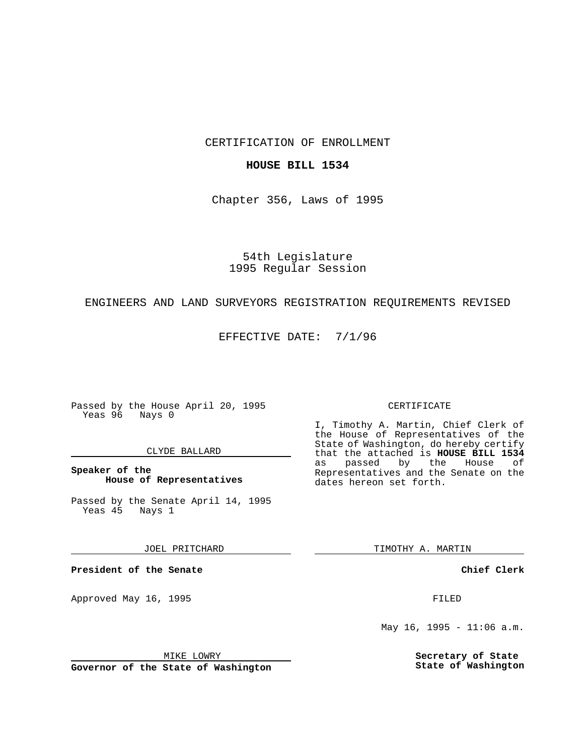CERTIFICATION OF ENROLLMENT

**HOUSE BILL 1534**

Chapter 356, Laws of 1995

54th Legislature
1995 Regular Session

ENGINEERS AND LAND SURVEYORS REGISTRATION REQUIREMENTS REVISED

EFFECTIVE DATE: 7/1/96

Passed by the House April 20, 1995
Yeas 96 Nays 0

CLYDE BALLARD

**Speaker of the House of Representatives**

Passed by the Senate April 14, 1995
Yeas 45 Nays 1

JOEL PRITCHARD

**President of the Senate**

Approved May 16, 1995

MIKE LOWRY

**Governor of the State of Washington**

CERTIFICATE

I, Timothy A. Martin, Chief Clerk of the House of Representatives of the State of Washington, do hereby certify that the attached is **HOUSE BILL 1534** as passed by the House of Representatives and the Senate on the dates hereon set forth.

TIMOTHY A. MARTIN

**Chief Clerk**

FILED

May 16, 1995 - 11:06 a.m.

**Secretary of State**
**State of Washington**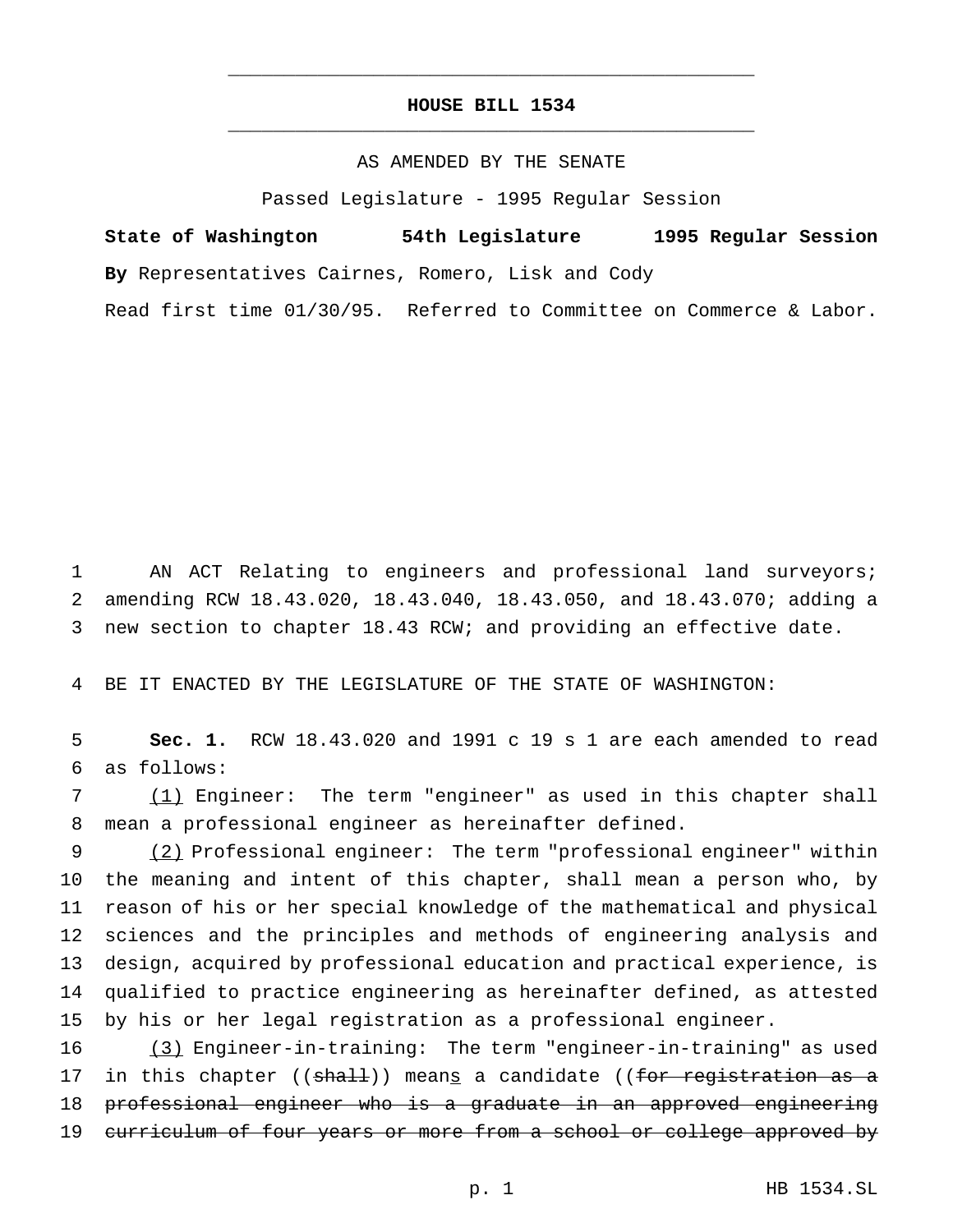# HOUSE BILL 1534

AS AMENDED BY THE SENATE

Passed Legislature - 1995 Regular Session

**State of Washington 54th Legislature 1995 Regular Session**

**By** Representatives Cairnes, Romero, Lisk and Cody

Read first time 01/30/95. Referred to Committee on Commerce & Labor.

1 AN ACT Relating to engineers and professional land surveyors;
2 amending RCW 18.43.020, 18.43.040, 18.43.050, and 18.43.070; adding a
3 new section to chapter 18.43 RCW; and providing an effective date.

4 BE IT ENACTED BY THE LEGISLATURE OF THE STATE OF WASHINGTON:

5 **Sec. 1.** RCW 18.43.020 and 1991 c 19 s 1 are each amended to read
6 as follows:

7 <u>(1)</u> Engineer: The term "engineer" as used in this chapter shall
8 mean a professional engineer as hereinafter defined.

9 <u>(2)</u> Professional engineer: The term "professional engineer" within
10 the meaning and intent of this chapter, shall mean a person who, by
11 reason of his or her special knowledge of the mathematical and physical
12 sciences and the principles and methods of engineering analysis and
13 design, acquired by professional education and practical experience, is
14 qualified to practice engineering as hereinafter defined, as attested
15 by his or her legal registration as a professional engineer.

16 <u>(3)</u> Engineer-in-training: The term "engineer-in-training" as used
17 in this chapter ((~~shall~~)) mean<u>s</u> a candidate ((~~for registration as a~~
18 ~~professional engineer who is a graduate in an approved engineering~~
19 ~~curriculum of four years or more from a school or college approved by~~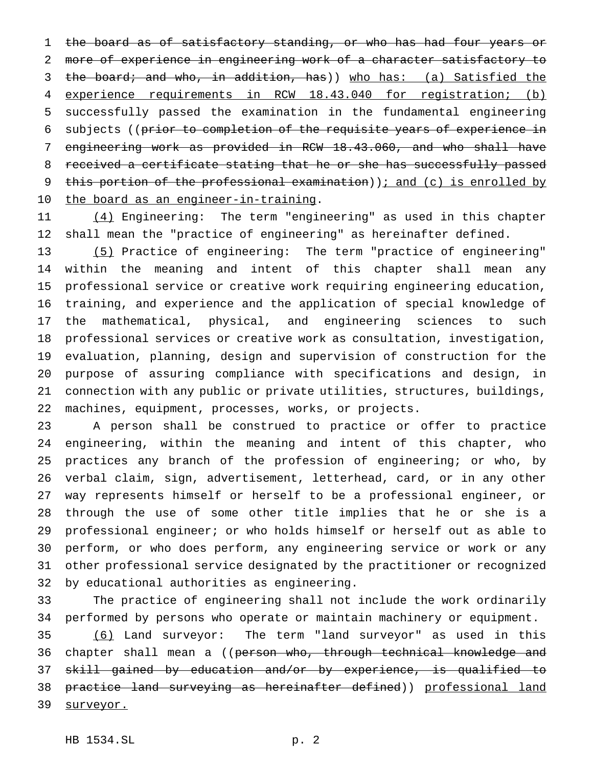~~the board as of satisfactory standing, or who has had four years or more of experience in engineering work of a character satisfactory to the board; and who, in addition, has~~)) <u>who has: (a) Satisfied the experience requirements in RCW 18.43.040 for registration; (b)</u> successfully passed the examination in the fundamental engineering subjects ((~~prior to completion of the requisite years of experience in engineering work as provided in RCW 18.43.060, and who shall have received a certificate stating that he or she has successfully passed this portion of the professional examination~~))<u>; and (c) is enrolled by the board as an engineer-in-training</u>.

<u>(4)</u> Engineering: The term "engineering" as used in this chapter shall mean the "practice of engineering" as hereinafter defined.

<u>(5)</u> Practice of engineering: The term "practice of engineering" within the meaning and intent of this chapter shall mean any professional service or creative work requiring engineering education, training, and experience and the application of special knowledge of the mathematical, physical, and engineering sciences to such professional services or creative work as consultation, investigation, evaluation, planning, design and supervision of construction for the purpose of assuring compliance with specifications and design, in connection with any public or private utilities, structures, buildings, machines, equipment, processes, works, or projects.

A person shall be construed to practice or offer to practice engineering, within the meaning and intent of this chapter, who practices any branch of the profession of engineering; or who, by verbal claim, sign, advertisement, letterhead, card, or in any other way represents himself or herself to be a professional engineer, or through the use of some other title implies that he or she is a professional engineer; or who holds himself or herself out as able to perform, or who does perform, any engineering service or work or any other professional service designated by the practitioner or recognized by educational authorities as engineering.

The practice of engineering shall not include the work ordinarily performed by persons who operate or maintain machinery or equipment.

<u>(6)</u> Land surveyor: The term "land surveyor" as used in this chapter shall mean a ((~~person who, through technical knowledge and skill gained by education and/or by experience, is qualified to practice land surveying as hereinafter defined~~)) <u>professional land surveyor.</u>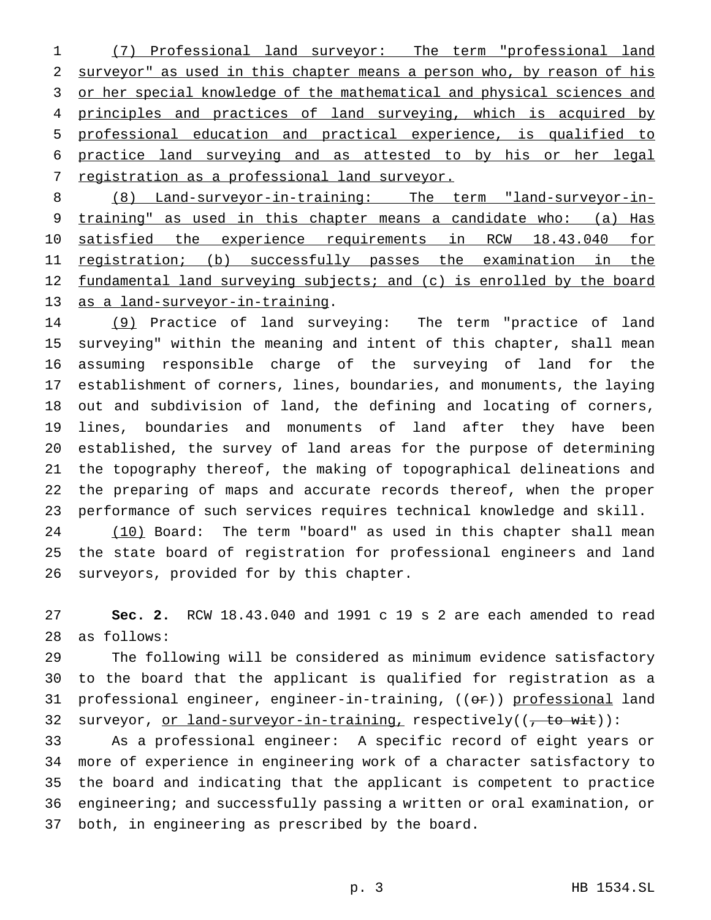(7) Professional land surveyor: The term "professional land surveyor" as used in this chapter means a person who, by reason of his or her special knowledge of the mathematical and physical sciences and principles and practices of land surveying, which is acquired by professional education and practical experience, is qualified to practice land surveying and as attested to by his or her legal registration as a professional land surveyor.

(8) Land-surveyor-in-training: The term "land-surveyor-in-training" as used in this chapter means a candidate who: (a) Has satisfied the experience requirements in RCW 18.43.040 for registration; (b) successfully passes the examination in the fundamental land surveying subjects; and (c) is enrolled by the board as a land-surveyor-in-training.

(9) Practice of land surveying: The term "practice of land surveying" within the meaning and intent of this chapter, shall mean assuming responsible charge of the surveying of land for the establishment of corners, lines, boundaries, and monuments, the laying out and subdivision of land, the defining and locating of corners, lines, boundaries and monuments of land after they have been established, the survey of land areas for the purpose of determining the topography thereof, the making of topographical delineations and the preparing of maps and accurate records thereof, when the proper performance of such services requires technical knowledge and skill.

(10) Board: The term "board" as used in this chapter shall mean the state board of registration for professional engineers and land surveyors, provided for by this chapter.

**Sec. 2.** RCW 18.43.040 and 1991 c 19 s 2 are each amended to read as follows:

The following will be considered as minimum evidence satisfactory to the board that the applicant is qualified for registration as a professional engineer, engineer-in-training, ((~~or~~)) professional land surveyor, or land-surveyor-in-training, respectively((~~, to wit~~)):

As a professional engineer: A specific record of eight years or more of experience in engineering work of a character satisfactory to the board and indicating that the applicant is competent to practice engineering; and successfully passing a written or oral examination, or both, in engineering as prescribed by the board.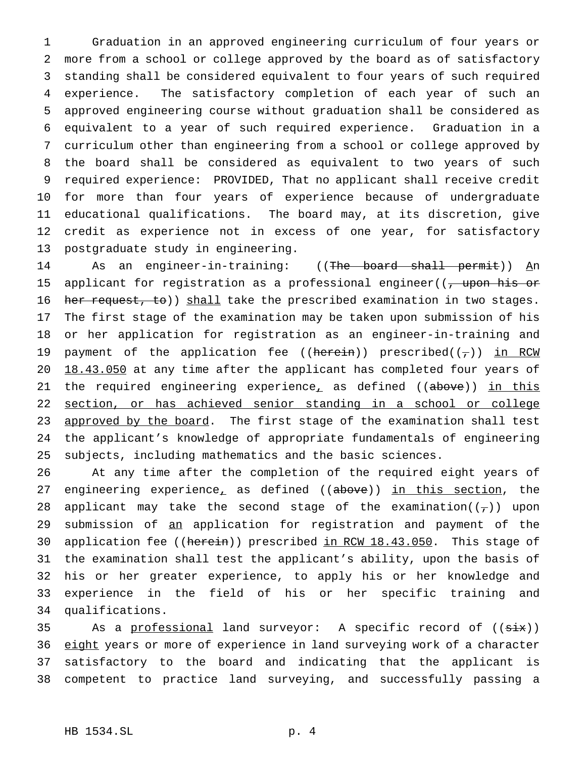Graduation in an approved engineering curriculum of four years or more from a school or college approved by the board as of satisfactory standing shall be considered equivalent to four years of such required experience. The satisfactory completion of each year of such an approved engineering course without graduation shall be considered as equivalent to a year of such required experience. Graduation in a curriculum other than engineering from a school or college approved by the board shall be considered as equivalent to two years of such required experience: PROVIDED, That no applicant shall receive credit for more than four years of experience because of undergraduate educational qualifications. The board may, at its discretion, give credit as experience not in excess of one year, for satisfactory postgraduate study in engineering.

As an engineer-in-training: ((~~The board shall permit~~)) An applicant for registration as a professional engineer((~~, upon his or her request, to~~)) shall take the prescribed examination in two stages. The first stage of the examination may be taken upon submission of his or her application for registration as an engineer-in-training and payment of the application fee ((~~herein~~)) prescribed((~~,~~)) in RCW 18.43.050 at any time after the applicant has completed four years of the required engineering experience, as defined ((~~above~~)) in this section, or has achieved senior standing in a school or college approved by the board. The first stage of the examination shall test the applicant's knowledge of appropriate fundamentals of engineering subjects, including mathematics and the basic sciences.

At any time after the completion of the required eight years of engineering experience, as defined ((~~above~~)) in this section, the applicant may take the second stage of the examination((~~,~~)) upon submission of an application for registration and payment of the application fee ((~~herein~~)) prescribed in RCW 18.43.050. This stage of the examination shall test the applicant's ability, upon the basis of his or her greater experience, to apply his or her knowledge and experience in the field of his or her specific training and qualifications.

As a professional land surveyor: A specific record of ((~~six~~)) eight years or more of experience in land surveying work of a character satisfactory to the board and indicating that the applicant is competent to practice land surveying, and successfully passing a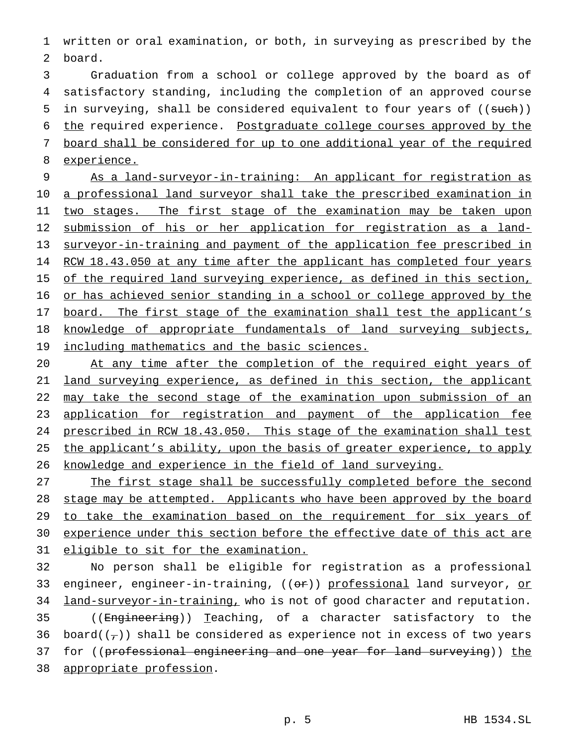written or oral examination, or both, in surveying as prescribed by the board.

Graduation from a school or college approved by the board as of satisfactory standing, including the completion of an approved course in surveying, shall be considered equivalent to four years of ((~~such~~)) <u>the</u> required experience. <u>Postgraduate college courses approved by the board shall be considered for up to one additional year of the required experience.</u>

<u>As a land-surveyor-in-training: An applicant for registration as a professional land surveyor shall take the prescribed examination in two stages. The first stage of the examination may be taken upon submission of his or her application for registration as a land-surveyor-in-training and payment of the application fee prescribed in RCW 18.43.050 at any time after the applicant has completed four years of the required land surveying experience, as defined in this section, or has achieved senior standing in a school or college approved by the board. The first stage of the examination shall test the applicant's knowledge of appropriate fundamentals of land surveying subjects, including mathematics and the basic sciences.</u>

<u>At any time after the completion of the required eight years of land surveying experience, as defined in this section, the applicant may take the second stage of the examination upon submission of an application for registration and payment of the application fee prescribed in RCW 18.43.050. This stage of the examination shall test the applicant's ability, upon the basis of greater experience, to apply knowledge and experience in the field of land surveying.</u>

<u>The first stage shall be successfully completed before the second stage may be attempted. Applicants who have been approved by the board to take the examination based on the requirement for six years of experience under this section before the effective date of this act are eligible to sit for the examination.</u>

No person shall be eligible for registration as a professional engineer, engineer-in-training, ((~~or~~)) <u>professional</u> land surveyor, <u>or land-surveyor-in-training,</u> who is not of good character and reputation.

((~~Engineering~~)) <u>T</u>eaching, of a character satisfactory to the board((~~,~~)) shall be considered as experience not in excess of two years for ((~~professional engineering and one year for land surveying~~)) <u>the appropriate profession</u>.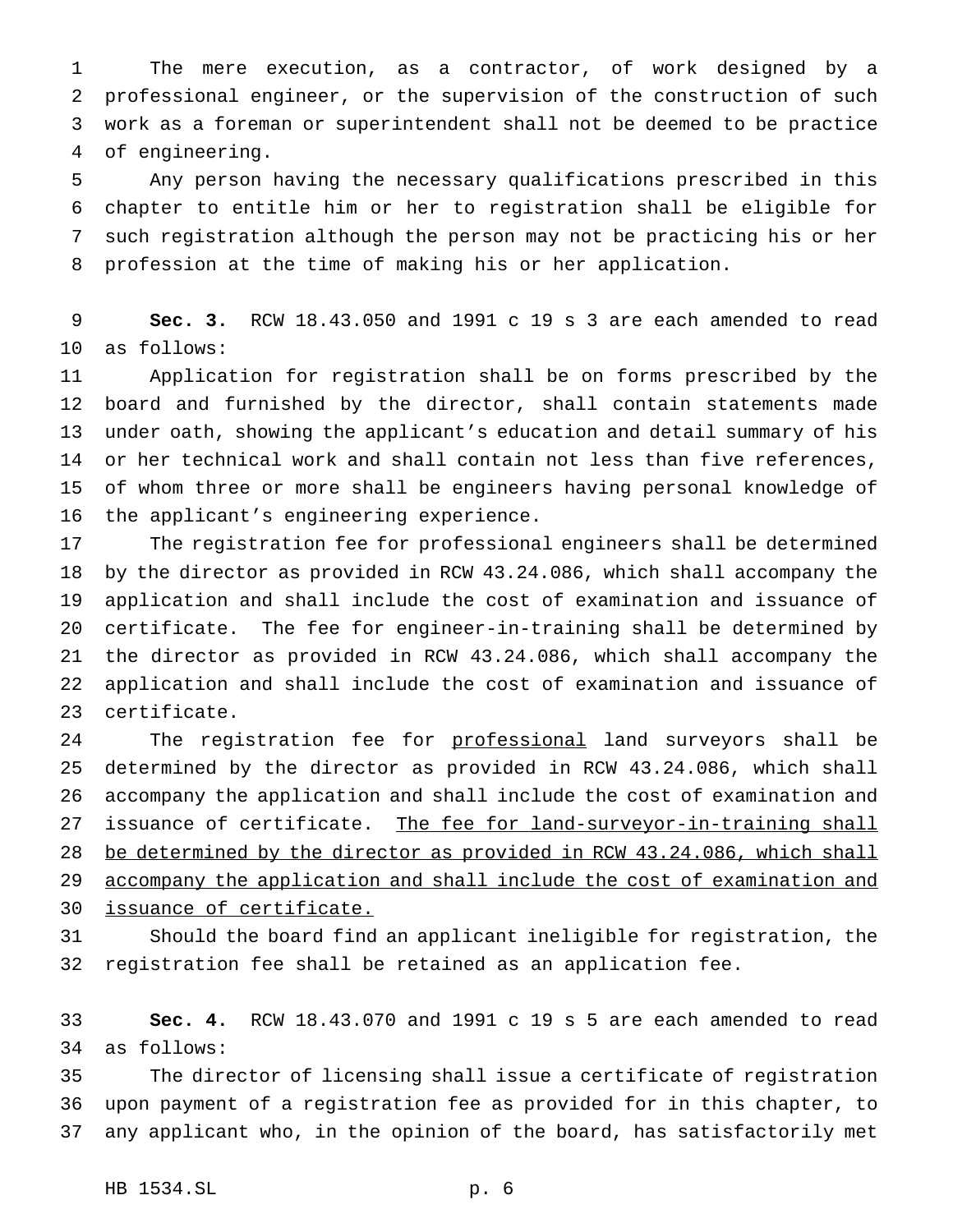The mere execution, as a contractor, of work designed by a professional engineer, or the supervision of the construction of such work as a foreman or superintendent shall not be deemed to be practice of engineering.

Any person having the necessary qualifications prescribed in this chapter to entitle him or her to registration shall be eligible for such registration although the person may not be practicing his or her profession at the time of making his or her application.

**Sec. 3.** RCW 18.43.050 and 1991 c 19 s 3 are each amended to read as follows:

Application for registration shall be on forms prescribed by the board and furnished by the director, shall contain statements made under oath, showing the applicant's education and detail summary of his or her technical work and shall contain not less than five references, of whom three or more shall be engineers having personal knowledge of the applicant's engineering experience.

The registration fee for professional engineers shall be determined by the director as provided in RCW 43.24.086, which shall accompany the application and shall include the cost of examination and issuance of certificate. The fee for engineer-in-training shall be determined by the director as provided in RCW 43.24.086, which shall accompany the application and shall include the cost of examination and issuance of certificate.

The registration fee for <u>professional</u> land surveyors shall be determined by the director as provided in RCW 43.24.086, which shall accompany the application and shall include the cost of examination and issuance of certificate. <u>The fee for land-surveyor-in-training shall be determined by the director as provided in RCW 43.24.086, which shall accompany the application and shall include the cost of examination and issuance of certificate.</u>

Should the board find an applicant ineligible for registration, the registration fee shall be retained as an application fee.

**Sec. 4.** RCW 18.43.070 and 1991 c 19 s 5 are each amended to read as follows:

The director of licensing shall issue a certificate of registration upon payment of a registration fee as provided for in this chapter, to any applicant who, in the opinion of the board, has satisfactorily met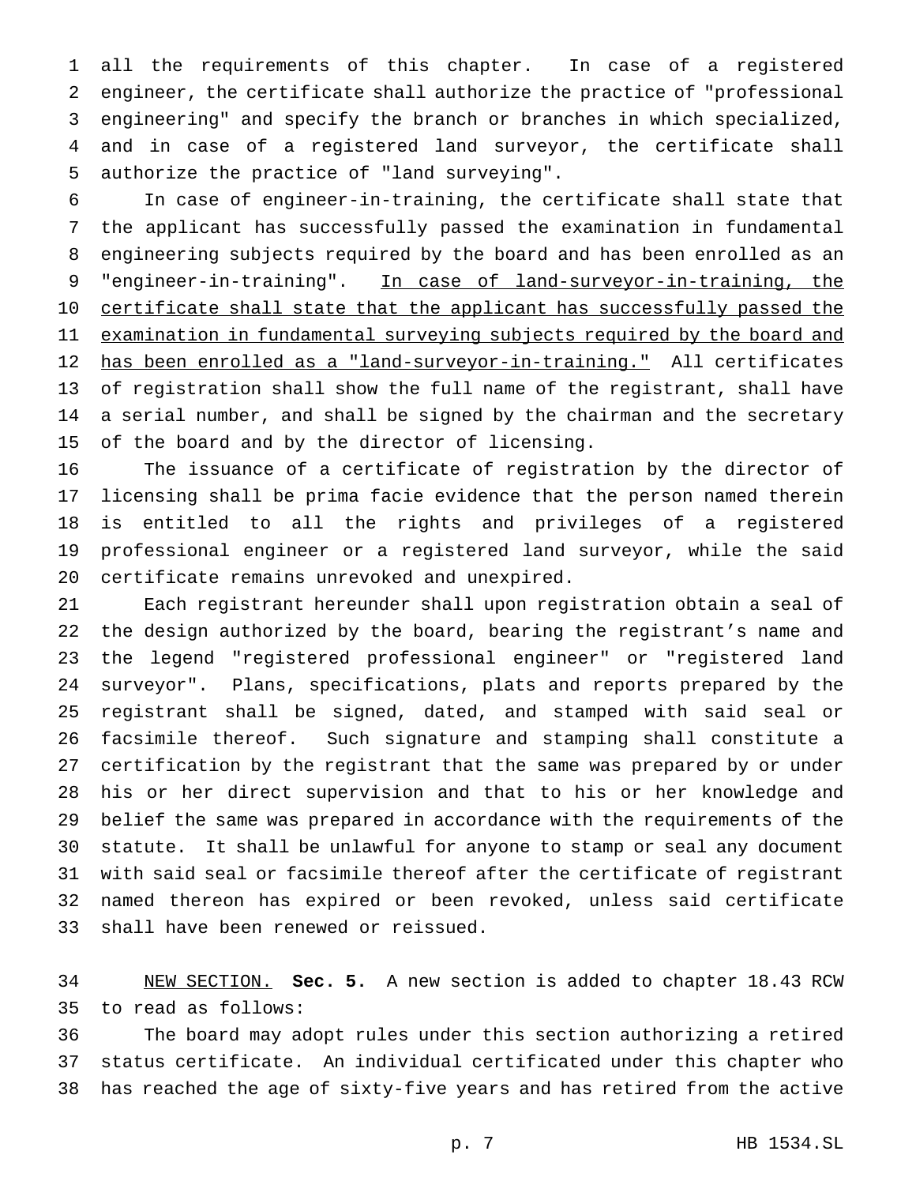all the requirements of this chapter. In case of a registered engineer, the certificate shall authorize the practice of "professional engineering" and specify the branch or branches in which specialized, and in case of a registered land surveyor, the certificate shall authorize the practice of "land surveying".

In case of engineer-in-training, the certificate shall state that the applicant has successfully passed the examination in fundamental engineering subjects required by the board and has been enrolled as an "engineer-in-training". <u>In case of land-surveyor-in-training, the certificate shall state that the applicant has successfully passed the examination in fundamental surveying subjects required by the board and has been enrolled as a "land-surveyor-in-training."</u> All certificates of registration shall show the full name of the registrant, shall have a serial number, and shall be signed by the chairman and the secretary of the board and by the director of licensing.

The issuance of a certificate of registration by the director of licensing shall be prima facie evidence that the person named therein is entitled to all the rights and privileges of a registered professional engineer or a registered land surveyor, while the said certificate remains unrevoked and unexpired.

Each registrant hereunder shall upon registration obtain a seal of the design authorized by the board, bearing the registrant's name and the legend "registered professional engineer" or "registered land surveyor". Plans, specifications, plats and reports prepared by the registrant shall be signed, dated, and stamped with said seal or facsimile thereof. Such signature and stamping shall constitute a certification by the registrant that the same was prepared by or under his or her direct supervision and that to his or her knowledge and belief the same was prepared in accordance with the requirements of the statute. It shall be unlawful for anyone to stamp or seal any document with said seal or facsimile thereof after the certificate of registrant named thereon has expired or been revoked, unless said certificate shall have been renewed or reissued.

<u>NEW SECTION.</u> **Sec. 5.** A new section is added to chapter 18.43 RCW to read as follows:

The board may adopt rules under this section authorizing a retired status certificate. An individual certificated under this chapter who has reached the age of sixty-five years and has retired from the active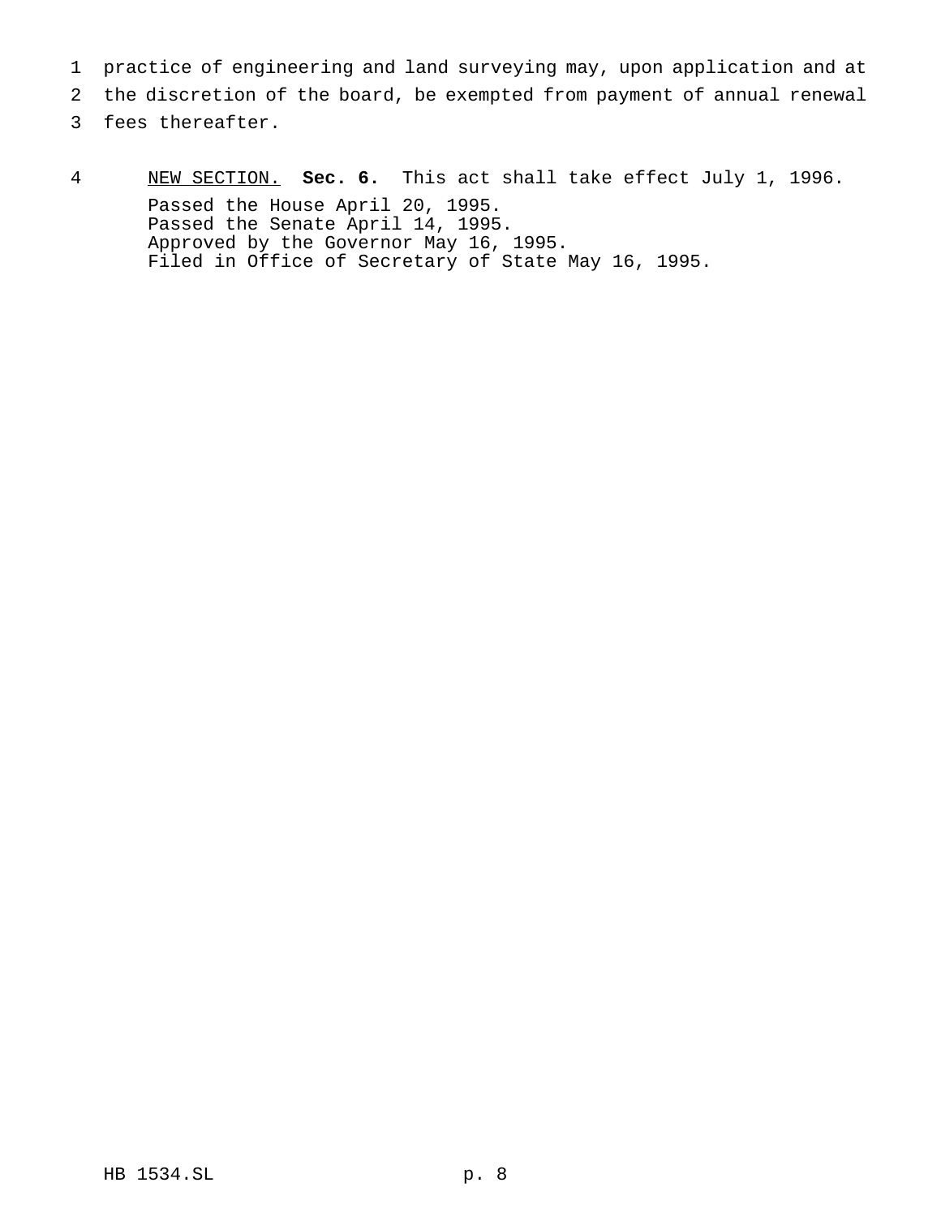practice of engineering and land surveying may, upon application and at the discretion of the board, be exempted from payment of annual renewal fees thereafter.

NEW SECTION. **Sec. 6.** This act shall take effect July 1, 1996.

Passed the House April 20, 1995.
Passed the Senate April 14, 1995.
Approved by the Governor May 16, 1995.
Filed in Office of Secretary of State May 16, 1995.